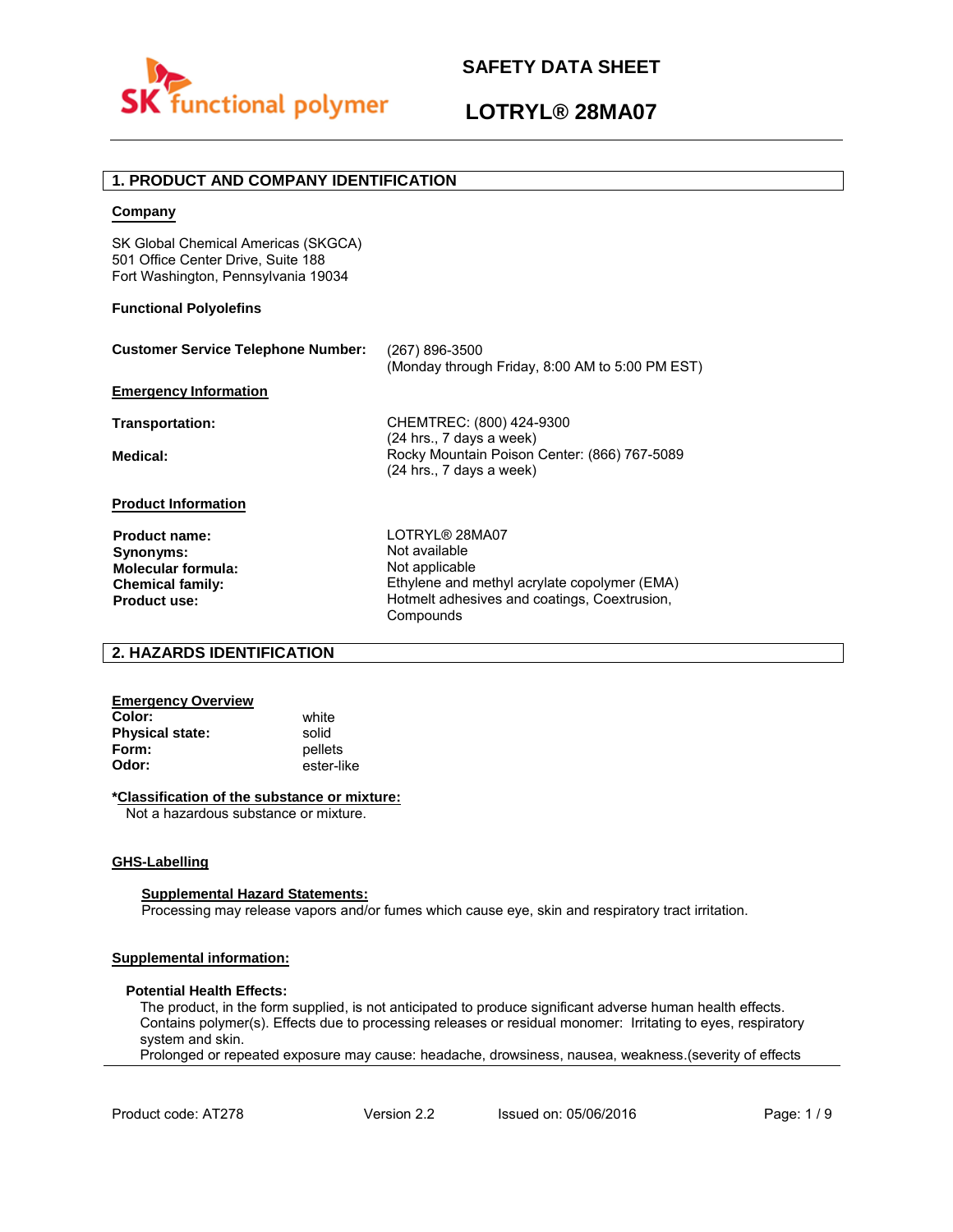# SAFETY DATA SHEET

# LOTRYL® 28MA07

## 1. PRODUCT AND COMPANY IDENTIFICATION

**Company**

SK Global Chemical Americas (SKGCA)
501 Office Center Drive, Suite 188
Fort Washington, Pennsylvania 19034

**Functional Polyolefins**

**Customer Service Telephone Number:** (267) 896-3500
(Monday through Friday, 8:00 AM to 5:00 PM EST)

**Emergency Information**

**Transportation:** CHEMTREC: (800) 424-9300
(24 hrs., 7 days a week)

**Medical:** Rocky Mountain Poison Center: (866) 767-5089
(24 hrs., 7 days a week)

**Product Information**

**Product name:** LOTRYL® 28MA07
**Synonyms:** Not available
**Molecular formula:** Not applicable
**Chemical family:** Ethylene and methyl acrylate copolymer (EMA)
**Product use:** Hotmelt adhesives and coatings, Coextrusion, Compounds

## 2. HAZARDS IDENTIFICATION

**Emergency Overview**

**Color:** white
**Physical state:** solid
**Form:** pellets
**Odor:** ester-like

***Classification of the substance or mixture:**

Not a hazardous substance or mixture.

**GHS-Labelling**

**Supplemental Hazard Statements:**

Processing may release vapors and/or fumes which cause eye, skin and respiratory tract irritation.

**Supplemental information:**

**Potential Health Effects:**

The product, in the form supplied, is not anticipated to produce significant adverse human health effects.
Contains polymer(s). Effects due to processing releases or residual monomer: Irritating to eyes, respiratory system and skin.
Prolonged or repeated exposure may cause: headache, drowsiness, nausea, weakness.(severity of effects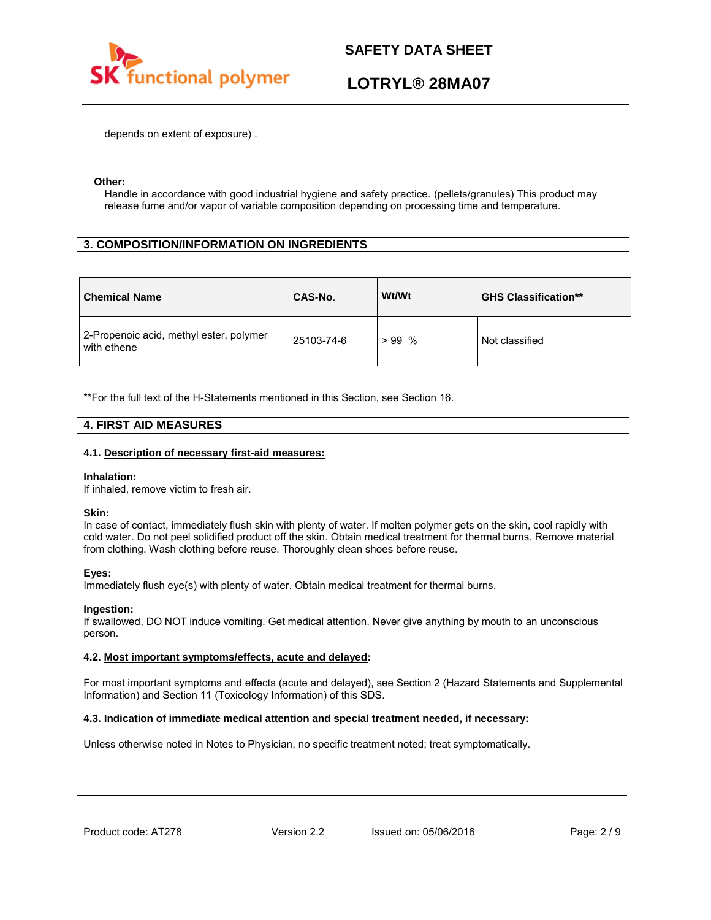depends on extent of exposure) .

**Other:**

Handle in accordance with good industrial hygiene and safety practice. (pellets/granules) This product may release fume and/or vapor of variable composition depending on processing time and temperature.

## 3. COMPOSITION/INFORMATION ON INGREDIENTS

| Chemical Name | CAS-No. | Wt/Wt | GHS Classification** |
|---|---|---|---|
| 2-Propenoic acid, methyl ester, polymer with ethene | 25103-74-6 | > 99 % | Not classified |

**For the full text of the H-Statements mentioned in this Section, see Section 16.

## 4. FIRST AID MEASURES

### 4.1. Description of necessary first-aid measures:

**Inhalation:**
If inhaled, remove victim to fresh air.

**Skin:**
In case of contact, immediately flush skin with plenty of water. If molten polymer gets on the skin, cool rapidly with cold water. Do not peel solidified product off the skin. Obtain medical treatment for thermal burns. Remove material from clothing. Wash clothing before reuse. Thoroughly clean shoes before reuse.

**Eyes:**
Immediately flush eye(s) with plenty of water. Obtain medical treatment for thermal burns.

**Ingestion:**
If swallowed, DO NOT induce vomiting. Get medical attention. Never give anything by mouth to an unconscious person.

### 4.2. Most important symptoms/effects, acute and delayed:

For most important symptoms and effects (acute and delayed), see Section 2 (Hazard Statements and Supplemental Information) and Section 11 (Toxicology Information) of this SDS.

### 4.3. Indication of immediate medical attention and special treatment needed, if necessary:

Unless otherwise noted in Notes to Physician, no specific treatment noted; treat symptomatically.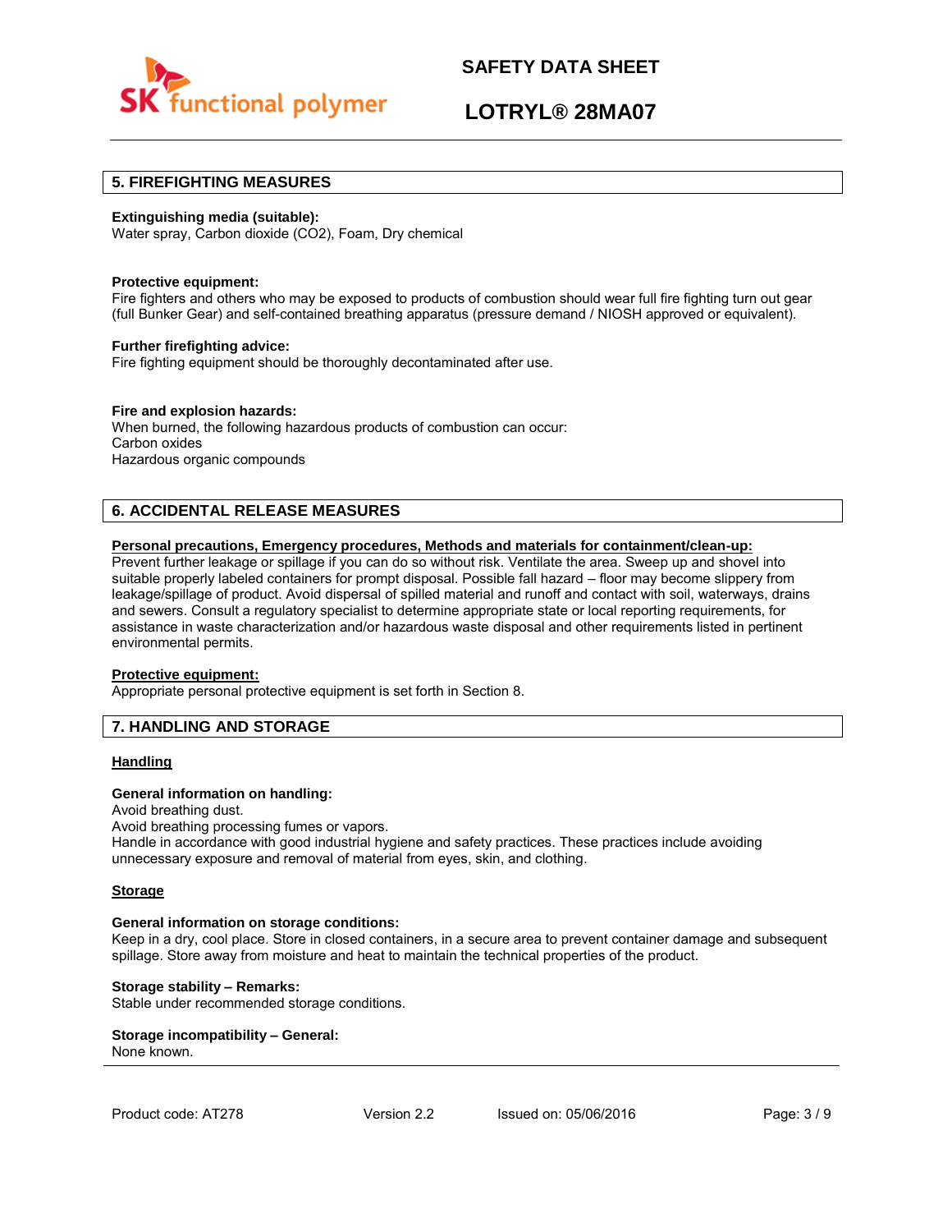## 5. FIREFIGHTING MEASURES

**Extinguishing media (suitable):**
Water spray, Carbon dioxide ($CO_2$), Foam, Dry chemical

**Protective equipment:**
Fire fighters and others who may be exposed to products of combustion should wear full fire fighting turn out gear (full Bunker Gear) and self-contained breathing apparatus (pressure demand / NIOSH approved or equivalent).

**Further firefighting advice:**
Fire fighting equipment should be thoroughly decontaminated after use.

**Fire and explosion hazards:**
When burned, the following hazardous products of combustion can occur:
Carbon oxides
Hazardous organic compounds

## 6. ACCIDENTAL RELEASE MEASURES

**Personal precautions, Emergency procedures, Methods and materials for containment/clean-up:**
Prevent further leakage or spillage if you can do so without risk. Ventilate the area. Sweep up and shovel into suitable properly labeled containers for prompt disposal. Possible fall hazard – floor may become slippery from leakage/spillage of product. Avoid dispersal of spilled material and runoff and contact with soil, waterways, drains and sewers. Consult a regulatory specialist to determine appropriate state or local reporting requirements, for assistance in waste characterization and/or hazardous waste disposal and other requirements listed in pertinent environmental permits.

**Protective equipment:**
Appropriate personal protective equipment is set forth in Section 8.

## 7. HANDLING AND STORAGE

### Handling

**General information on handling:**
Avoid breathing dust.
Avoid breathing processing fumes or vapors.
Handle in accordance with good industrial hygiene and safety practices. These practices include avoiding unnecessary exposure and removal of material from eyes, skin, and clothing.

### Storage

**General information on storage conditions:**
Keep in a dry, cool place. Store in closed containers, in a secure area to prevent container damage and subsequent spillage. Store away from moisture and heat to maintain the technical properties of the product.

**Storage stability – Remarks:**
Stable under recommended storage conditions.

**Storage incompatibility – General:**
None known.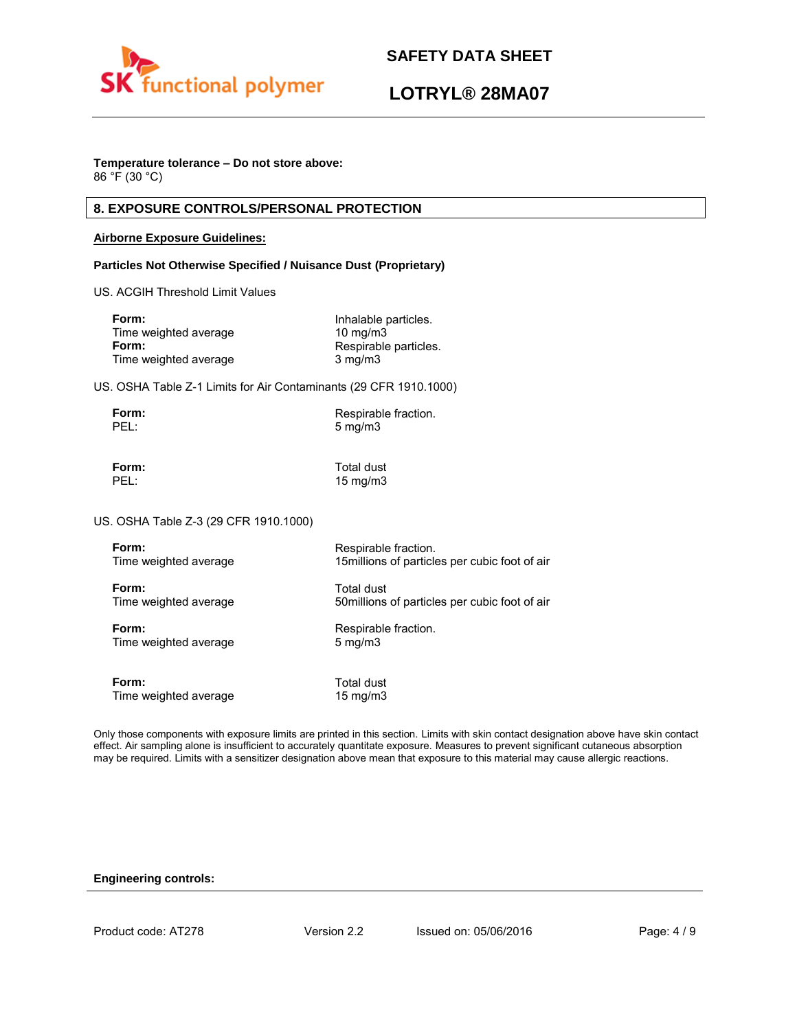**Temperature tolerance – Do not store above:**
86 °F (30 °C)

## 8. EXPOSURE CONTROLS/PERSONAL PROTECTION

**Airborne Exposure Guidelines:**

**Particles Not Otherwise Specified / Nuisance Dust (Proprietary)**

US. ACGIH Threshold Limit Values

| | |
|---|---|
| **Form:** | Inhalable particles. |
| Time weighted average | 10 mg/m3 |
| **Form:** | Respirable particles. |
| Time weighted average | 3 mg/m3 |

US. OSHA Table Z-1 Limits for Air Contaminants (29 CFR 1910.1000)

| | |
|---|---|
| **Form:** | Respirable fraction. |
| PEL: | 5 mg/m3 |
| **Form:** | Total dust |
| PEL: | 15 mg/m3 |

US. OSHA Table Z-3 (29 CFR 1910.1000)

| | |
|---|---|
| **Form:** | Respirable fraction. |
| Time weighted average | 15millions of particles per cubic foot of air |
| **Form:** | Total dust |
| Time weighted average | 50millions of particles per cubic foot of air |
| **Form:** | Respirable fraction. |
| Time weighted average | 5 mg/m3 |
| **Form:** | Total dust |
| Time weighted average | 15 mg/m3 |

Only those components with exposure limits are printed in this section. Limits with skin contact designation above have skin contact effect. Air sampling alone is insufficient to accurately quantitate exposure. Measures to prevent significant cutaneous absorption may be required. Limits with a sensitizer designation above mean that exposure to this material may cause allergic reactions.

**Engineering controls:**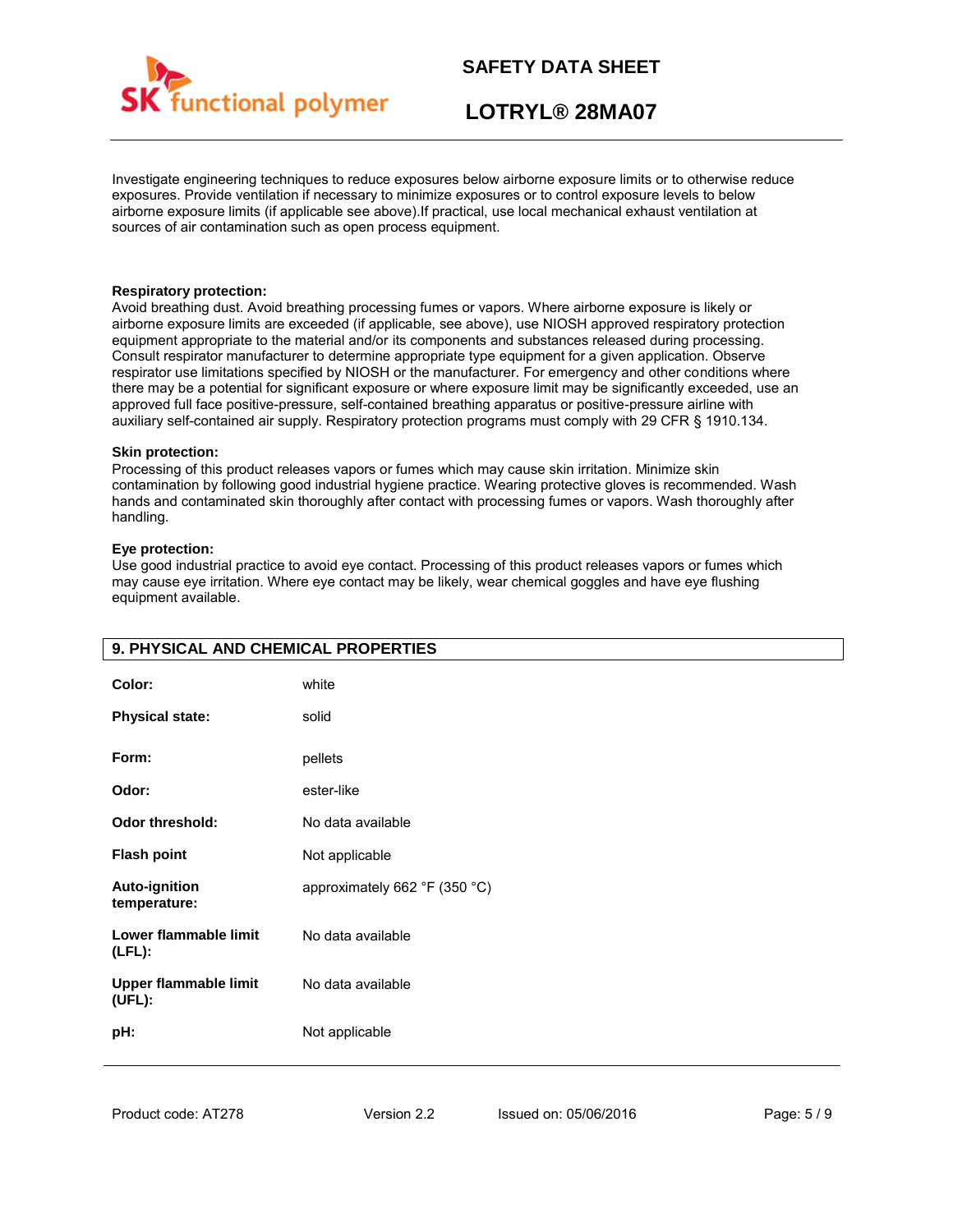Investigate engineering techniques to reduce exposures below airborne exposure limits or to otherwise reduce exposures. Provide ventilation if necessary to minimize exposures or to control exposure levels to below airborne exposure limits (if applicable see above).If practical, use local mechanical exhaust ventilation at sources of air contamination such as open process equipment.

**Respiratory protection:**
Avoid breathing dust. Avoid breathing processing fumes or vapors. Where airborne exposure is likely or airborne exposure limits are exceeded (if applicable, see above), use NIOSH approved respiratory protection equipment appropriate to the material and/or its components and substances released during processing. Consult respirator manufacturer to determine appropriate type equipment for a given application. Observe respirator use limitations specified by NIOSH or the manufacturer. For emergency and other conditions where there may be a potential for significant exposure or where exposure limit may be significantly exceeded, use an approved full face positive-pressure, self-contained breathing apparatus or positive-pressure airline with auxiliary self-contained air supply. Respiratory protection programs must comply with 29 CFR § 1910.134.

**Skin protection:**
Processing of this product releases vapors or fumes which may cause skin irritation. Minimize skin contamination by following good industrial hygiene practice. Wearing protective gloves is recommended. Wash hands and contaminated skin thoroughly after contact with processing fumes or vapors. Wash thoroughly after handling.

**Eye protection:**
Use good industrial practice to avoid eye contact. Processing of this product releases vapors or fumes which may cause eye irritation. Where eye contact may be likely, wear chemical goggles and have eye flushing equipment available.

## 9. PHYSICAL AND CHEMICAL PROPERTIES

| | |
|---|---|
| **Color:** | white |
| **Physical state:** | solid |
| **Form:** | pellets |
| **Odor:** | ester-like |
| **Odor threshold:** | No data available |
| **Flash point** | Not applicable |
| **Auto-ignition temperature:** | approximately 662 °F (350 °C) |
| **Lower flammable limit (LFL):** | No data available |
| **Upper flammable limit (UFL):** | No data available |
| **pH:** | Not applicable |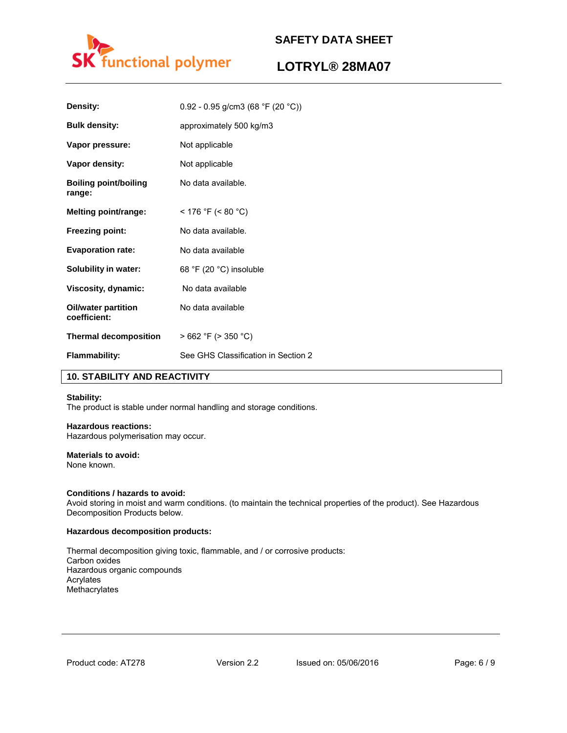| | |
|---|---|
| **Density:** | 0.92 - 0.95 g/cm3 (68 °F (20 °C)) |
| **Bulk density:** | approximately 500 kg/m3 |
| **Vapor pressure:** | Not applicable |
| **Vapor density:** | Not applicable |
| **Boiling point/boiling range:** | No data available. |
| **Melting point/range:** | < 176 °F (< 80 °C) |
| **Freezing point:** | No data available. |
| **Evaporation rate:** | No data available |
| **Solubility in water:** | 68 °F (20 °C) insoluble |
| **Viscosity, dynamic:** | No data available |
| **Oil/water partition coefficient:** | No data available |
| **Thermal decomposition** | > 662 °F (> 350 °C) |
| **Flammability:** | See GHS Classification in Section 2 |

## 10. STABILITY AND REACTIVITY

**Stability:**
The product is stable under normal handling and storage conditions.

**Hazardous reactions:**
Hazardous polymerisation may occur.

**Materials to avoid:**
None known.

**Conditions / hazards to avoid:**
Avoid storing in moist and warm conditions. (to maintain the technical properties of the product). See Hazardous Decomposition Products below.

**Hazardous decomposition products:**

Thermal decomposition giving toxic, flammable, and / or corrosive products:
Carbon oxides
Hazardous organic compounds
Acrylates
Methacrylates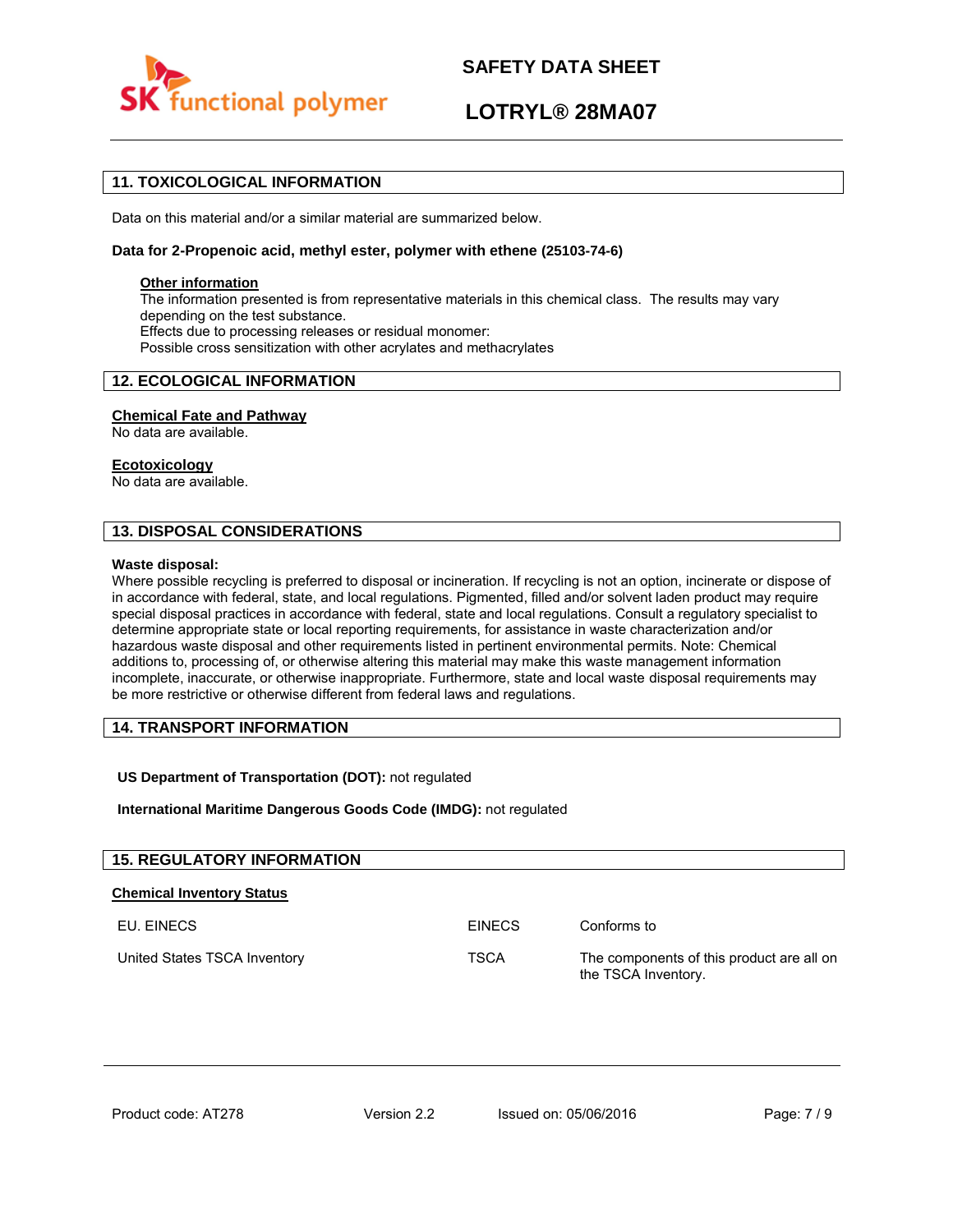## 11. TOXICOLOGICAL INFORMATION

Data on this material and/or a similar material are summarized below.

**Data for 2-Propenoic acid, methyl ester, polymer with ethene (25103-74-6)**

**Other information**
The information presented is from representative materials in this chemical class. The results may vary depending on the test substance.
Effects due to processing releases or residual monomer:
Possible cross sensitization with other acrylates and methacrylates

## 12. ECOLOGICAL INFORMATION

**Chemical Fate and Pathway**
No data are available.

**Ecotoxicology**
No data are available.

## 13. DISPOSAL CONSIDERATIONS

**Waste disposal:**
Where possible recycling is preferred to disposal or incineration. If recycling is not an option, incinerate or dispose of in accordance with federal, state, and local regulations. Pigmented, filled and/or solvent laden product may require special disposal practices in accordance with federal, state and local regulations. Consult a regulatory specialist to determine appropriate state or local reporting requirements, for assistance in waste characterization and/or hazardous waste disposal and other requirements listed in pertinent environmental permits. Note: Chemical additions to, processing of, or otherwise altering this material may make this waste management information incomplete, inaccurate, or otherwise inappropriate. Furthermore, state and local waste disposal requirements may be more restrictive or otherwise different from federal laws and regulations.

## 14. TRANSPORT INFORMATION

**US Department of Transportation (DOT):** not regulated

**International Maritime Dangerous Goods Code (IMDG):** not regulated

## 15. REGULATORY INFORMATION

**Chemical Inventory Status**

| | | |
|---|---|---|
| EU. EINECS | EINECS | Conforms to |
| United States TSCA Inventory | TSCA | The components of this product are all on the TSCA Inventory. |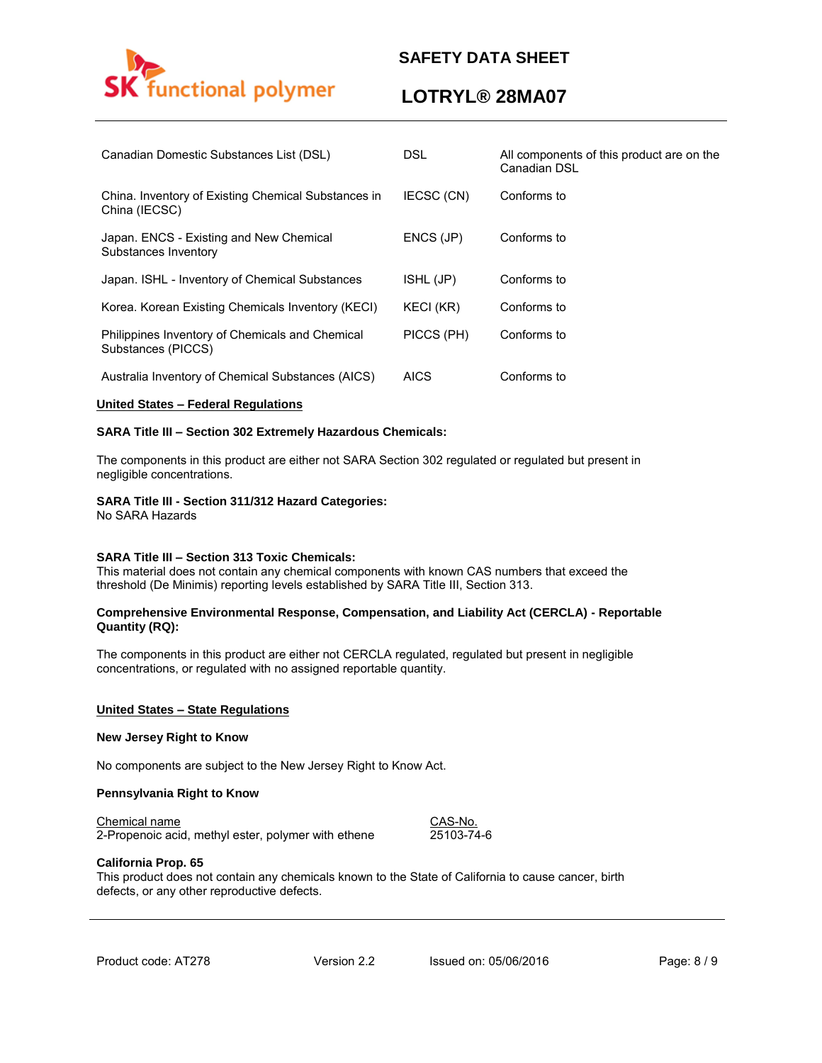| | | |
|---|---|---|
| Canadian Domestic Substances List (DSL) | DSL | All components of this product are on the Canadian DSL |
| China. Inventory of Existing Chemical Substances in China (IECSC) | IECSC (CN) | Conforms to |
| Japan. ENCS - Existing and New Chemical Substances Inventory | ENCS (JP) | Conforms to |
| Japan. ISHL - Inventory of Chemical Substances | ISHL (JP) | Conforms to |
| Korea. Korean Existing Chemicals Inventory (KECI) | KECI (KR) | Conforms to |
| Philippines Inventory of Chemicals and Chemical Substances (PICCS) | PICCS (PH) | Conforms to |
| Australia Inventory of Chemical Substances (AICS) | AICS | Conforms to |

**United States – Federal Regulations**

**SARA Title III – Section 302 Extremely Hazardous Chemicals:**

The components in this product are either not SARA Section 302 regulated or regulated but present in negligible concentrations.

**SARA Title III - Section 311/312 Hazard Categories:**
No SARA Hazards

**SARA Title III – Section 313 Toxic Chemicals:**
This material does not contain any chemical components with known CAS numbers that exceed the threshold (De Minimis) reporting levels established by SARA Title III, Section 313.

**Comprehensive Environmental Response, Compensation, and Liability Act (CERCLA) - Reportable Quantity (RQ):**

The components in this product are either not CERCLA regulated, regulated but present in negligible concentrations, or regulated with no assigned reportable quantity.

**United States – State Regulations**

**New Jersey Right to Know**

No components are subject to the New Jersey Right to Know Act.

**Pennsylvania Right to Know**

| Chemical name | CAS-No. |
|---|---|
| 2-Propenoic acid, methyl ester, polymer with ethene | 25103-74-6 |

**California Prop. 65**
This product does not contain any chemicals known to the State of California to cause cancer, birth defects, or any other reproductive defects.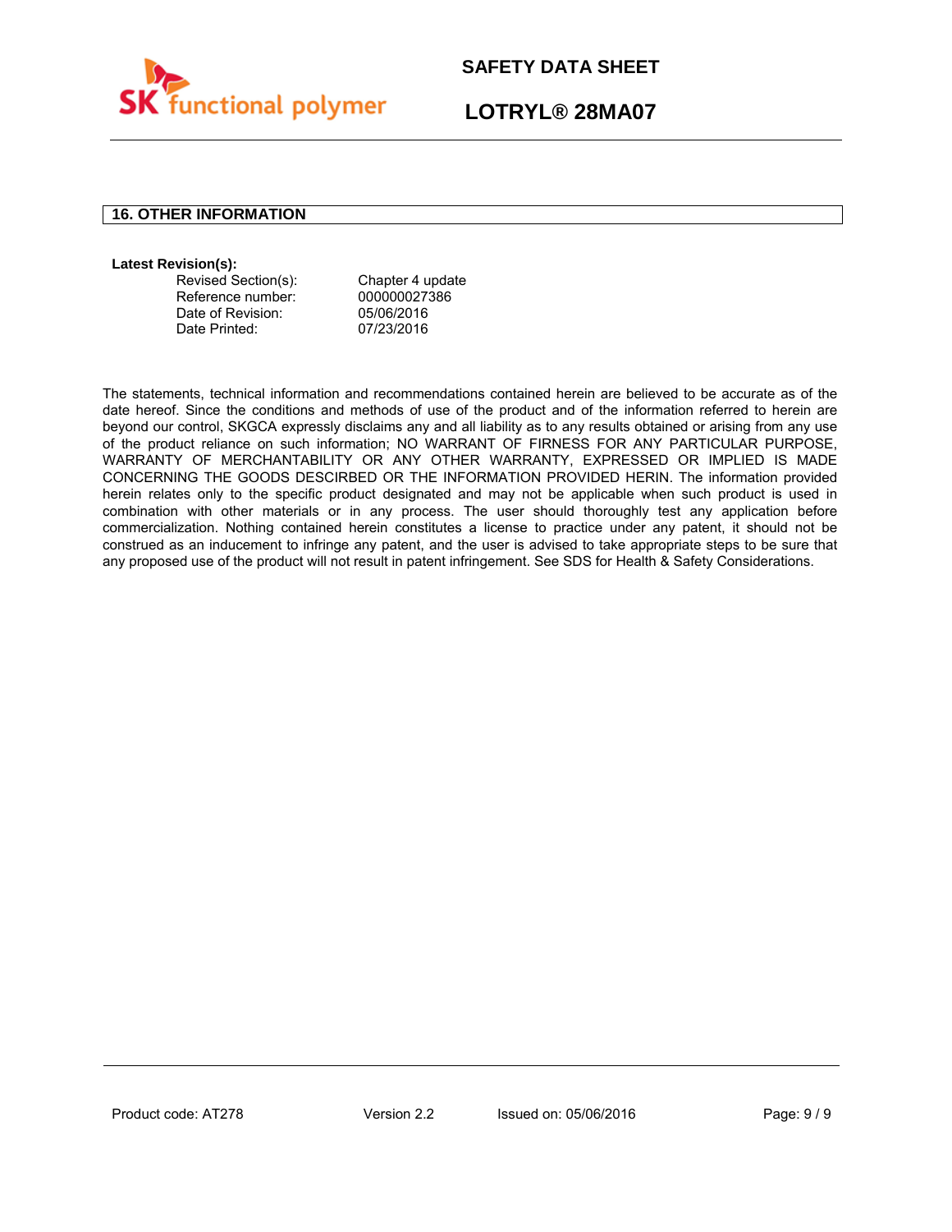## 16. OTHER INFORMATION

**Latest Revision(s):**

| | |
|---|---|
| Revised Section(s): | Chapter 4 update |
| Reference number: | 000000027386 |
| Date of Revision: | 05/06/2016 |
| Date Printed: | 07/23/2016 |

The statements, technical information and recommendations contained herein are believed to be accurate as of the date hereof. Since the conditions and methods of use of the product and of the information referred to herein are beyond our control, SKGCA expressly disclaims any and all liability as to any results obtained or arising from any use of the product reliance on such information; NO WARRANT OF FIRNESS FOR ANY PARTICULAR PURPOSE, WARRANTY OF MERCHANTABILITY OR ANY OTHER WARRANTY, EXPRESSED OR IMPLIED IS MADE CONCERNING THE GOODS DESCIRBED OR THE INFORMATION PROVIDED HERIN. The information provided herein relates only to the specific product designated and may not be applicable when such product is used in combination with other materials or in any process. The user should thoroughly test any application before commercialization. Nothing contained herein constitutes a license to practice under any patent, it should not be construed as an inducement to infringe any patent, and the user is advised to take appropriate steps to be sure that any proposed use of the product will not result in patent infringement. See SDS for Health & Safety Considerations.